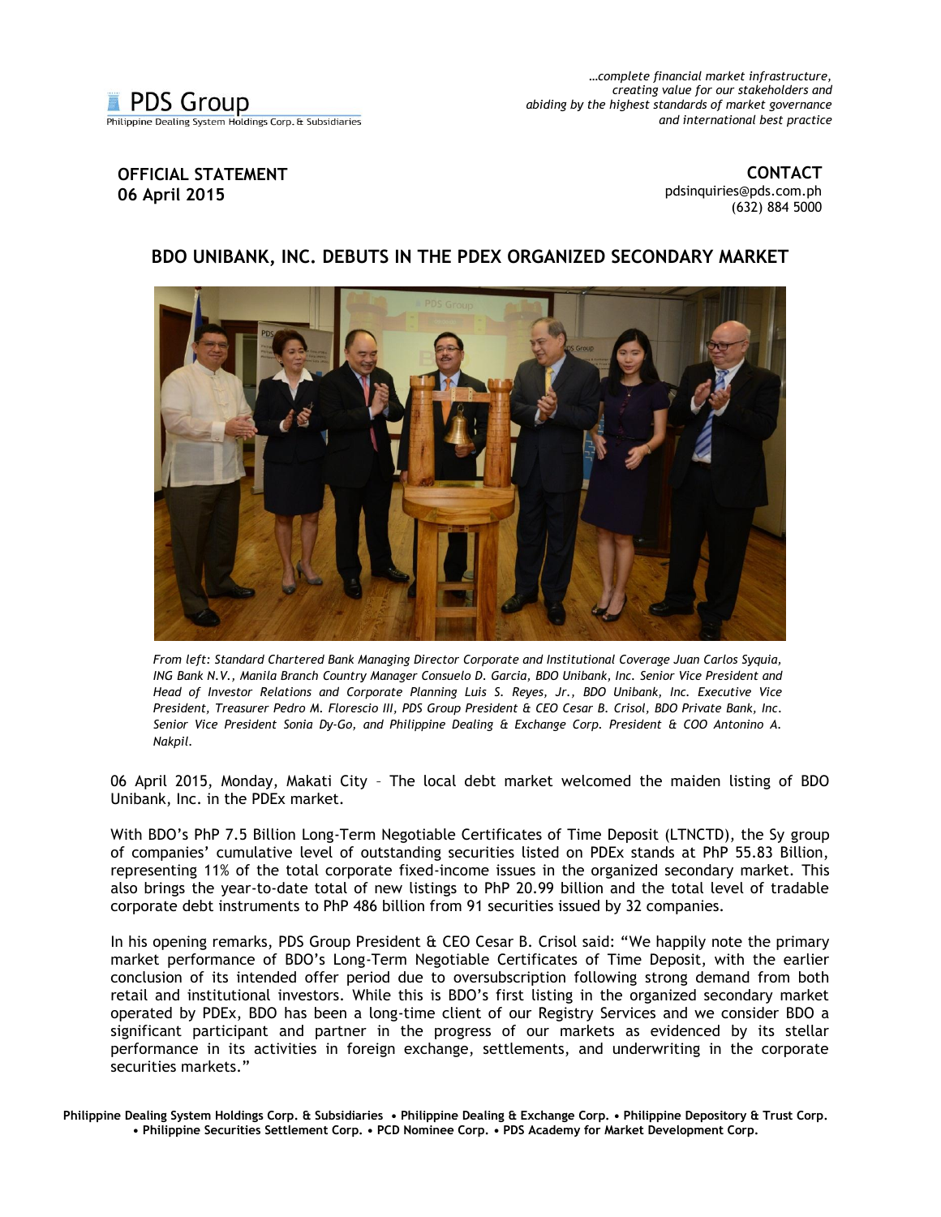PDS Group
Philippine Dealing System Holdings Corp. & Subsidiaries

*…complete financial market infrastructure, creating value for our stakeholders and abiding by the highest standards of market governance and international best practice*

**OFFICIAL STATEMENT**
**06 April 2015**

**CONTACT**
pdsinquiries@pds.com.ph
(632) 884 5000

## BDO UNIBANK, INC. DEBUTS IN THE PDEX ORGANIZED SECONDARY MARKET

*From left: Standard Chartered Bank Managing Director Corporate and Institutional Coverage Juan Carlos Syquia, ING Bank N.V., Manila Branch Country Manager Consuelo D. Garcia, BDO Unibank, Inc. Senior Vice President and Head of Investor Relations and Corporate Planning Luis S. Reyes, Jr., BDO Unibank, Inc. Executive Vice President, Treasurer Pedro M. Florescio III, PDS Group President & CEO Cesar B. Crisol, BDO Private Bank, Inc. Senior Vice President Sonia Dy-Go, and Philippine Dealing & Exchange Corp. President & COO Antonino A. Nakpil.*

06 April 2015, Monday, Makati City – The local debt market welcomed the maiden listing of BDO Unibank, Inc. in the PDEx market.

With BDO's PhP 7.5 Billion Long-Term Negotiable Certificates of Time Deposit (LTNCTD), the Sy group of companies' cumulative level of outstanding securities listed on PDEx stands at PhP 55.83 Billion, representing 11% of the total corporate fixed-income issues in the organized secondary market. This also brings the year-to-date total of new listings to PhP 20.99 billion and the total level of tradable corporate debt instruments to PhP 486 billion from 91 securities issued by 32 companies.

In his opening remarks, PDS Group President & CEO Cesar B. Crisol said: "We happily note the primary market performance of BDO's Long-Term Negotiable Certificates of Time Deposit, with the earlier conclusion of its intended offer period due to oversubscription following strong demand from both retail and institutional investors. While this is BDO's first listing in the organized secondary market operated by PDEx, BDO has been a long-time client of our Registry Services and we consider BDO a significant participant and partner in the progress of our markets as evidenced by its stellar performance in its activities in foreign exchange, settlements, and underwriting in the corporate securities markets."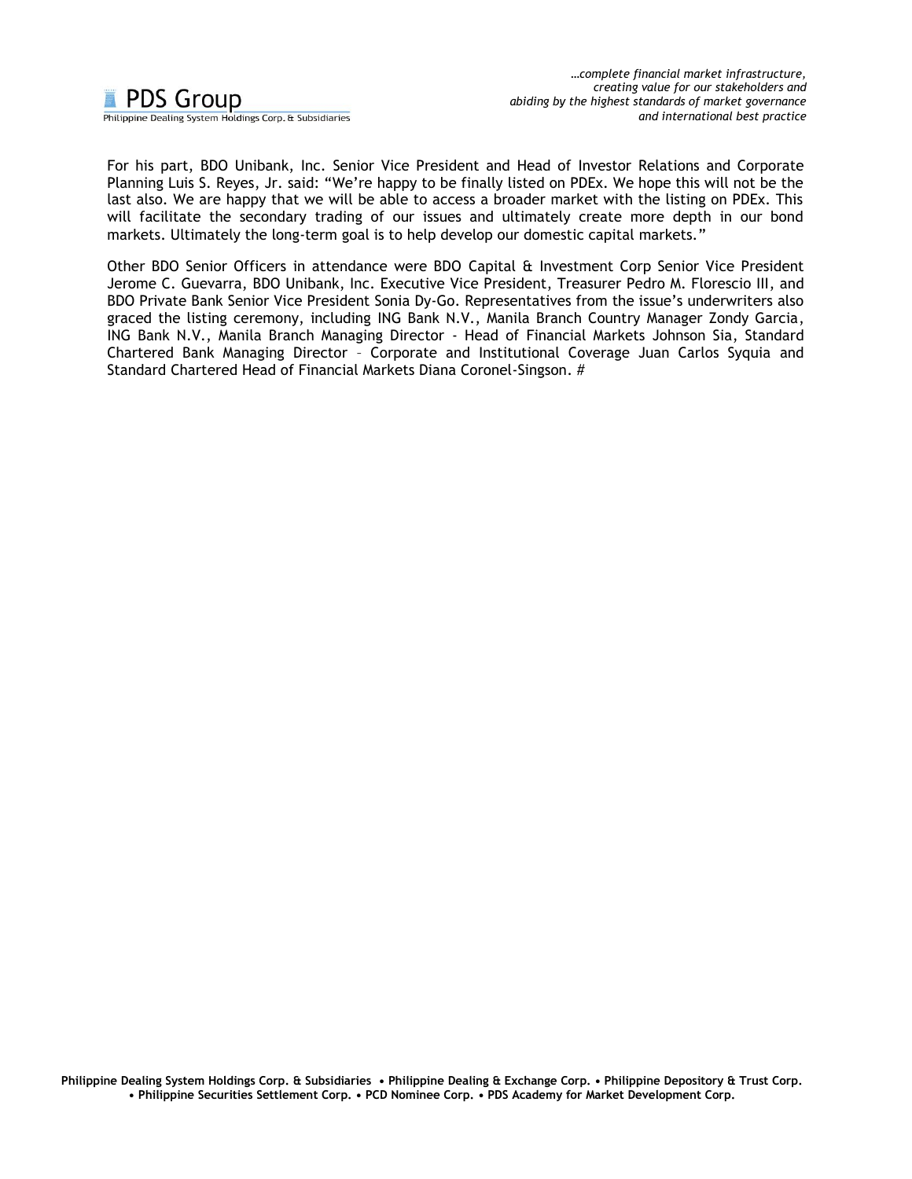For his part, BDO Unibank, Inc. Senior Vice President and Head of Investor Relations and Corporate Planning Luis S. Reyes, Jr. said: "We're happy to be finally listed on PDEx. We hope this will not be the last also. We are happy that we will be able to access a broader market with the listing on PDEx. This will facilitate the secondary trading of our issues and ultimately create more depth in our bond markets. Ultimately the long-term goal is to help develop our domestic capital markets."

Other BDO Senior Officers in attendance were BDO Capital & Investment Corp Senior Vice President Jerome C. Guevarra, BDO Unibank, Inc. Executive Vice President, Treasurer Pedro M. Florescio III, and BDO Private Bank Senior Vice President Sonia Dy-Go. Representatives from the issue's underwriters also graced the listing ceremony, including ING Bank N.V., Manila Branch Country Manager Zondy Garcia, ING Bank N.V., Manila Branch Managing Director - Head of Financial Markets Johnson Sia, Standard Chartered Bank Managing Director – Corporate and Institutional Coverage Juan Carlos Syquia and Standard Chartered Head of Financial Markets Diana Coronel-Singson. #